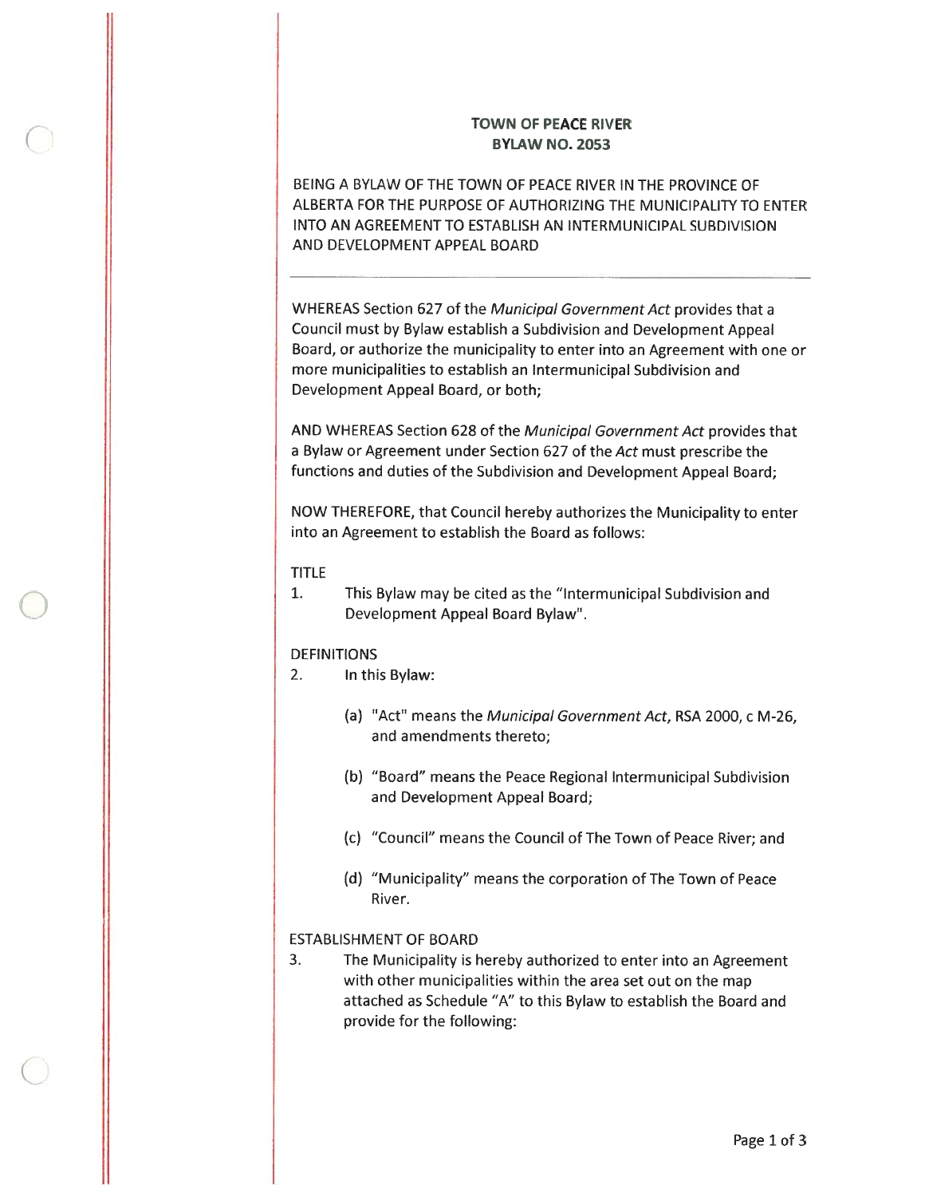# TOWN OF PEACE RIVER
## BYLAW NO. 2053

BEING A BYLAW OF THE TOWN OF PEACE RIVER IN THE PROVINCE OF ALBERTA FOR THE PURPOSE OF AUTHORIZING THE MUNICIPALITY TO ENTER INTO AN AGREEMENT TO ESTABLISH AN INTERMUNICIPAL SUBDIVISION AND DEVELOPMENT APPEAL BOARD

---

WHEREAS Section 627 of the *Municipal Government Act* provides that a Council must by Bylaw establish a Subdivision and Development Appeal Board, or authorize the municipality to enter into an Agreement with one or more municipalities to establish an Intermunicipal Subdivision and Development Appeal Board, or both;

AND WHEREAS Section 628 of the *Municipal Government Act* provides that a Bylaw or Agreement under Section 627 of the *Act* must prescribe the functions and duties of the Subdivision and Development Appeal Board;

NOW THEREFORE, that Council hereby authorizes the Municipality to enter into an Agreement to establish the Board as follows:

TITLE

1. This Bylaw may be cited as the "Intermunicipal Subdivision and Development Appeal Board Bylaw".

DEFINITIONS

2. In this Bylaw:

   (a) "Act" means the *Municipal Government Act*, RSA 2000, c M-26, and amendments thereto;

   (b) "Board" means the Peace Regional Intermunicipal Subdivision and Development Appeal Board;

   (c) "Council" means the Council of The Town of Peace River; and

   (d) "Municipality" means the corporation of The Town of Peace River.

ESTABLISHMENT OF BOARD

3. The Municipality is hereby authorized to enter into an Agreement with other municipalities within the area set out on the map attached as Schedule "A" to this Bylaw to establish the Board and provide for the following: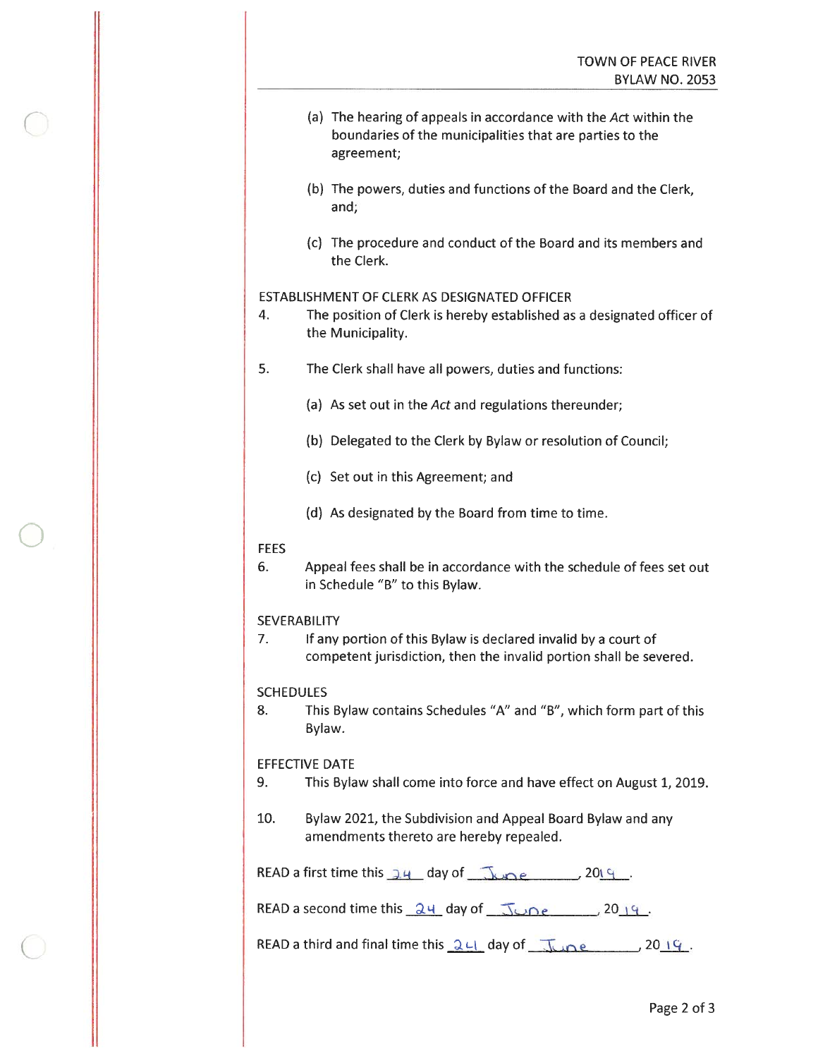(a) The hearing of appeals in accordance with the *Act* within the boundaries of the municipalities that are parties to the agreement;

(b) The powers, duties and functions of the Board and the Clerk, and;

(c) The procedure and conduct of the Board and its members and the Clerk.

ESTABLISHMENT OF CLERK AS DESIGNATED OFFICER

4. The position of Clerk is hereby established as a designated officer of the Municipality.

5. The Clerk shall have all powers, duties and functions:

   (a) As set out in the *Act* and regulations thereunder;

   (b) Delegated to the Clerk by Bylaw or resolution of Council;

   (c) Set out in this Agreement; and

   (d) As designated by the Board from time to time.

FEES

6. Appeal fees shall be in accordance with the schedule of fees set out in Schedule "B" to this Bylaw.

SEVERABILITY

7. If any portion of this Bylaw is declared invalid by a court of competent jurisdiction, then the invalid portion shall be severed.

SCHEDULES

8. This Bylaw contains Schedules "A" and "B", which form part of this Bylaw.

EFFECTIVE DATE

9. This Bylaw shall come into force and have effect on August 1, 2019.

10. Bylaw 2021, the Subdivision and Appeal Board Bylaw and any amendments thereto are hereby repealed.

READ a first time this 24 day of June, 2019.

READ a second time this 24 day of June, 2019.

READ a third and final time this 24 day of June, 2019.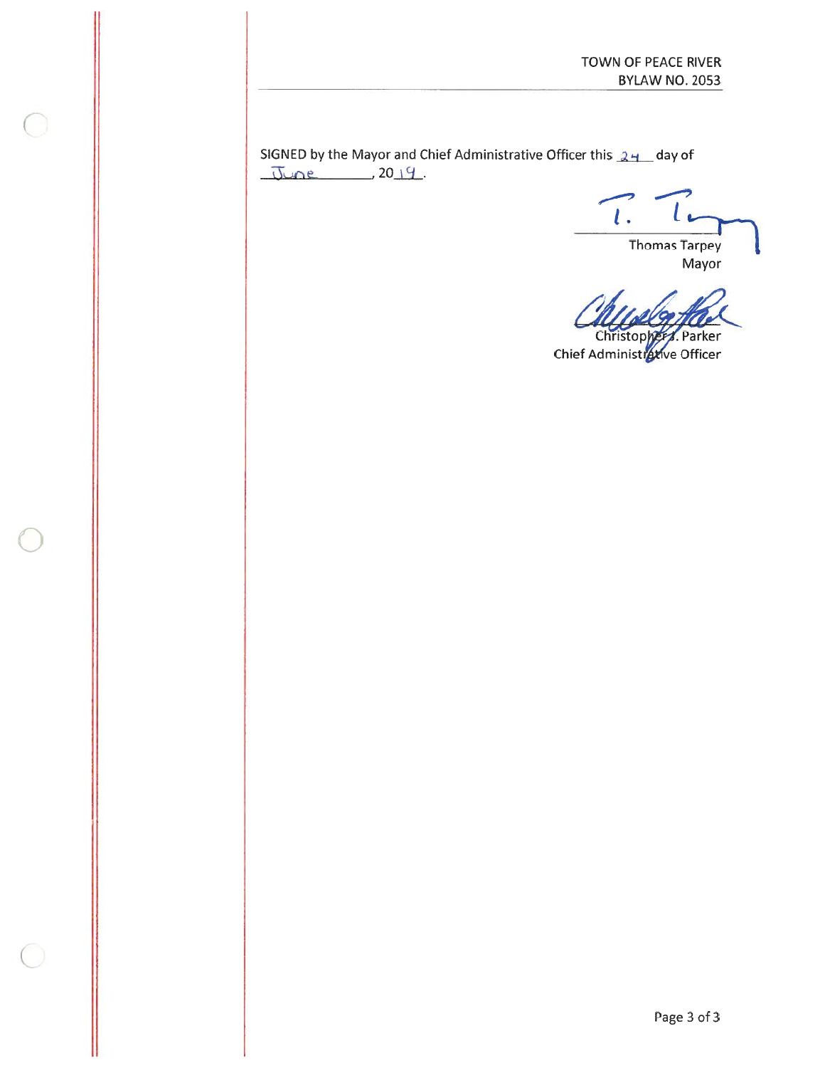SIGNED by the Mayor and Chief Administrative Officer this 24 day of June, 2019.

Thomas Tarpey
Mayor

Christopher J. Parker
Chief Administrative Officer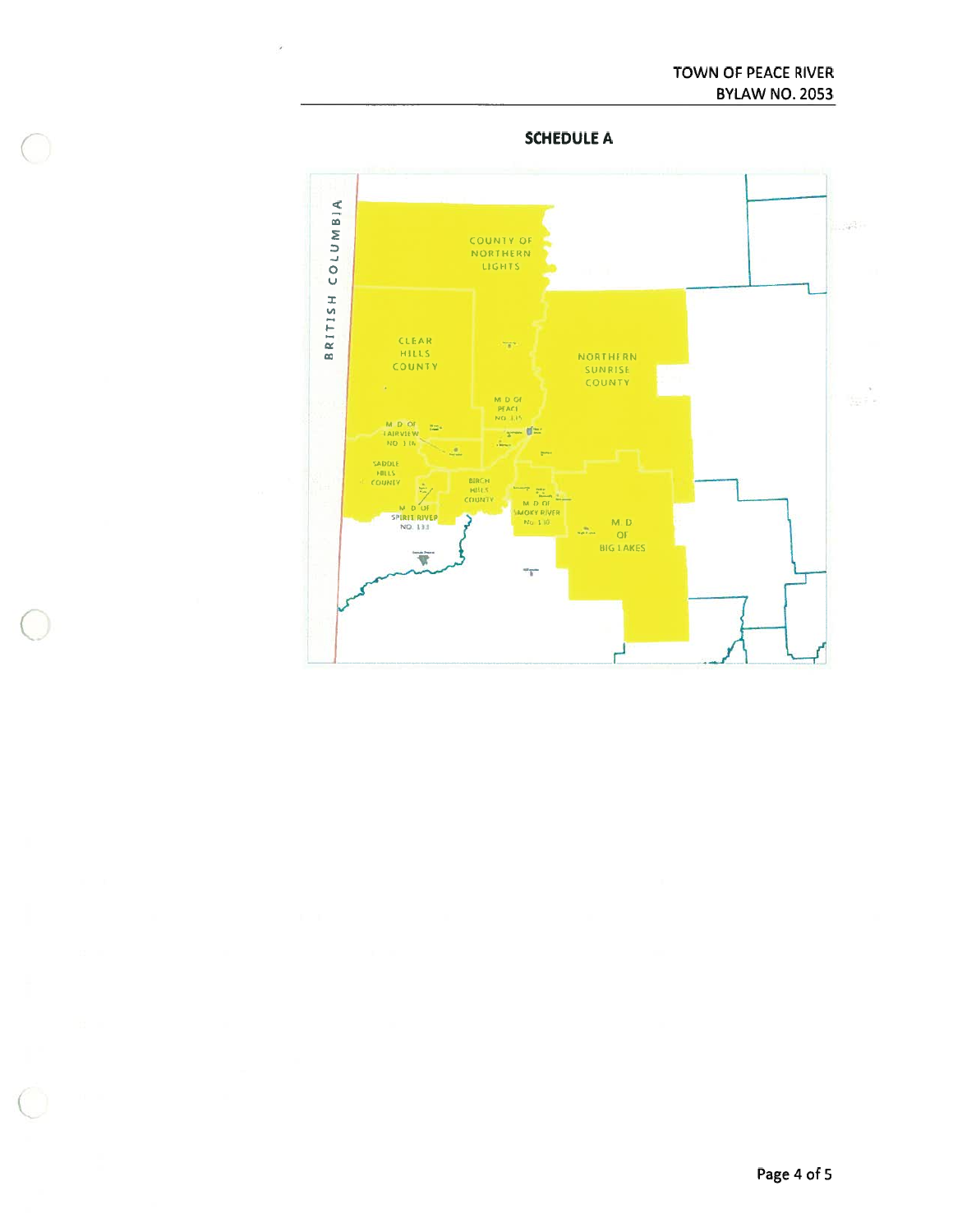## SCHEDULE A

BRITISH COLUMBIA

COUNTY OF NORTHERN LIGHTS

CLEAR HILLS COUNTY

NORTHERN SUNRISE COUNTY

M.D. OF PEACE NO. 135

M.D. OF FAIRVIEW NO. 136

SADDLE HILLS COUNTY

BIRCH HILLS COUNTY

M.D. OF SPIRIT RIVER NO. 133

M.D. OF SMOKY RIVER No. 130

M.D. OF BIG LAKES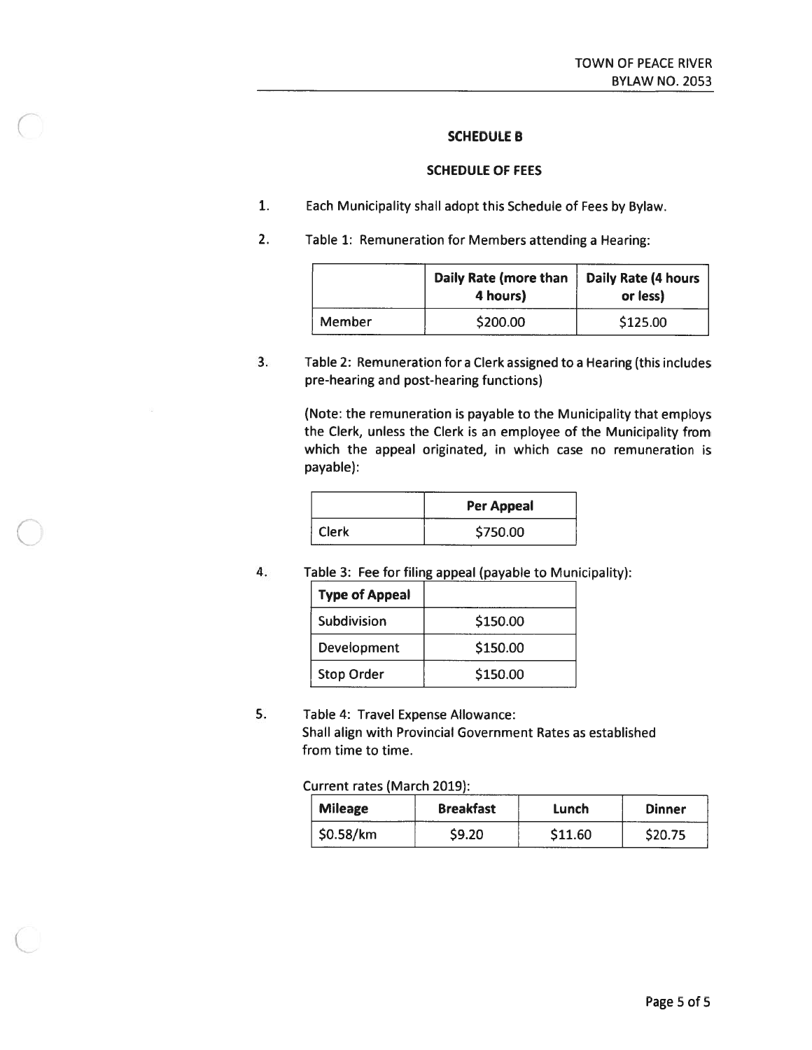## SCHEDULE B

## SCHEDULE OF FEES

1. Each Municipality shall adopt this Schedule of Fees by Bylaw.

2. Table 1: Remuneration for Members attending a Hearing:

| | Daily Rate (more than 4 hours) | Daily Rate (4 hours or less) |
|---|---|---|
| Member | $200.00 | $125.00 |

3. Table 2: Remuneration for a Clerk assigned to a Hearing (this includes pre-hearing and post-hearing functions)

   (Note: the remuneration is payable to the Municipality that employs the Clerk, unless the Clerk is an employee of the Municipality from which the appeal originated, in which case no remuneration is payable):

| | Per Appeal |
|---|---|
| Clerk | $750.00 |

4. Table 3: Fee for filing appeal (payable to Municipality):

| Type of Appeal | |
|---|---|
| Subdivision | $150.00 |
| Development | $150.00 |
| Stop Order | $150.00 |

5. Table 4: Travel Expense Allowance:
   Shall align with Provincial Government Rates as established from time to time.

   Current rates (March 2019):

| Mileage | Breakfast | Lunch | Dinner |
|---|---|---|---|
| $0.58/km | $9.20 | $11.60 | $20.75 |